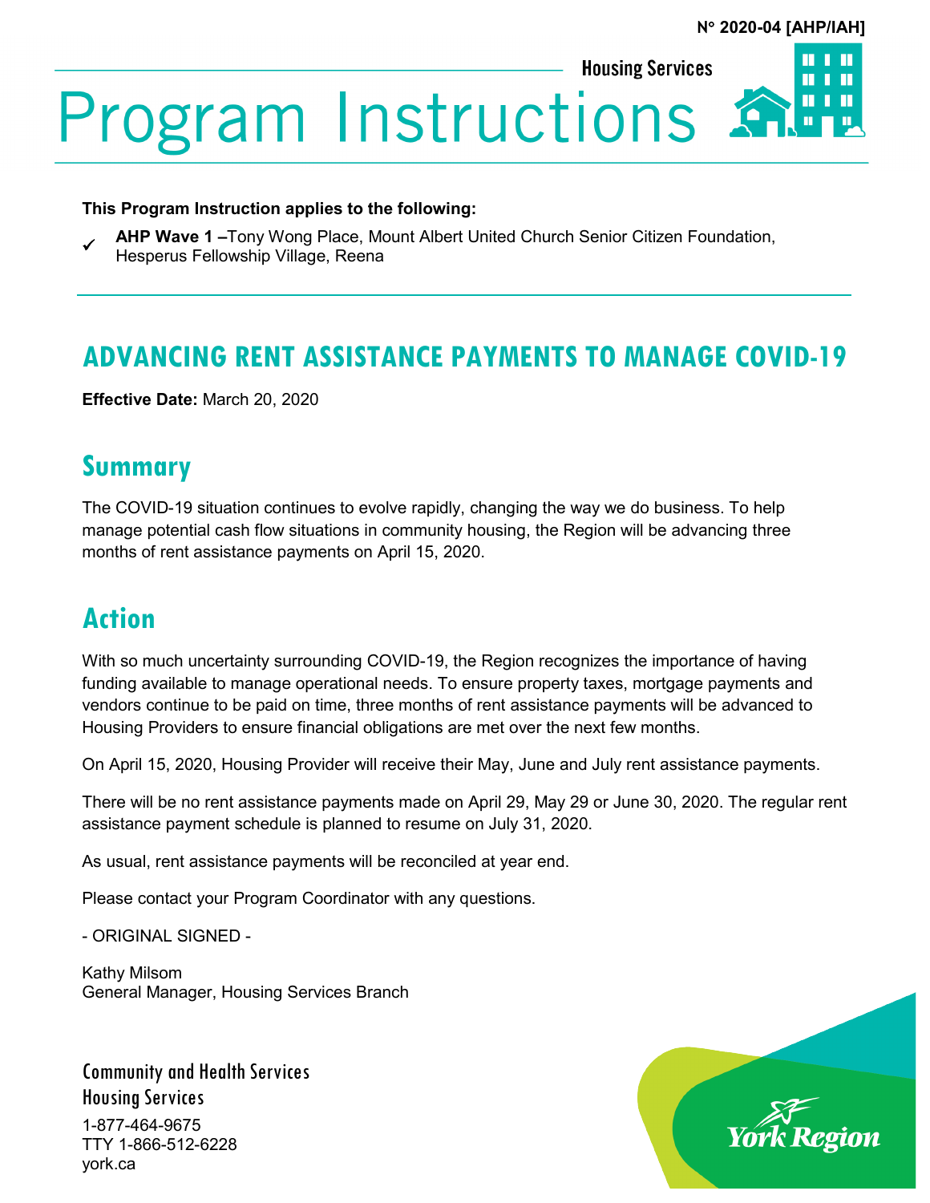N° 2020-04 [AHP/IAH]

Housing Services

# Program Instructions

**This Program Instruction applies to the following:**

✓ **AHP Wave 1 –**Tony Wong Place, Mount Albert United Church Senior Citizen Foundation, Hesperus Fellowship Village, Reena

## ADVANCING RENT ASSISTANCE PAYMENTS TO MANAGE COVID-19

**Effective Date:** March 20, 2020

## Summary

The COVID-19 situation continues to evolve rapidly, changing the way we do business. To help manage potential cash flow situations in community housing, the Region will be advancing three months of rent assistance payments on April 15, 2020.

## Action

With so much uncertainty surrounding COVID-19, the Region recognizes the importance of having funding available to manage operational needs. To ensure property taxes, mortgage payments and vendors continue to be paid on time, three months of rent assistance payments will be advanced to Housing Providers to ensure financial obligations are met over the next few months.

On April 15, 2020, Housing Provider will receive their May, June and July rent assistance payments.

There will be no rent assistance payments made on April 29, May 29 or June 30, 2020. The regular rent assistance payment schedule is planned to resume on July 31, 2020.

As usual, rent assistance payments will be reconciled at year end.

Please contact your Program Coordinator with any questions.

- ORIGINAL SIGNED -

Kathy Milsom
General Manager, Housing Services Branch

Community and Health Services
Housing Services
1-877-464-9675
TTY 1-866-512-6228
york.ca

York Region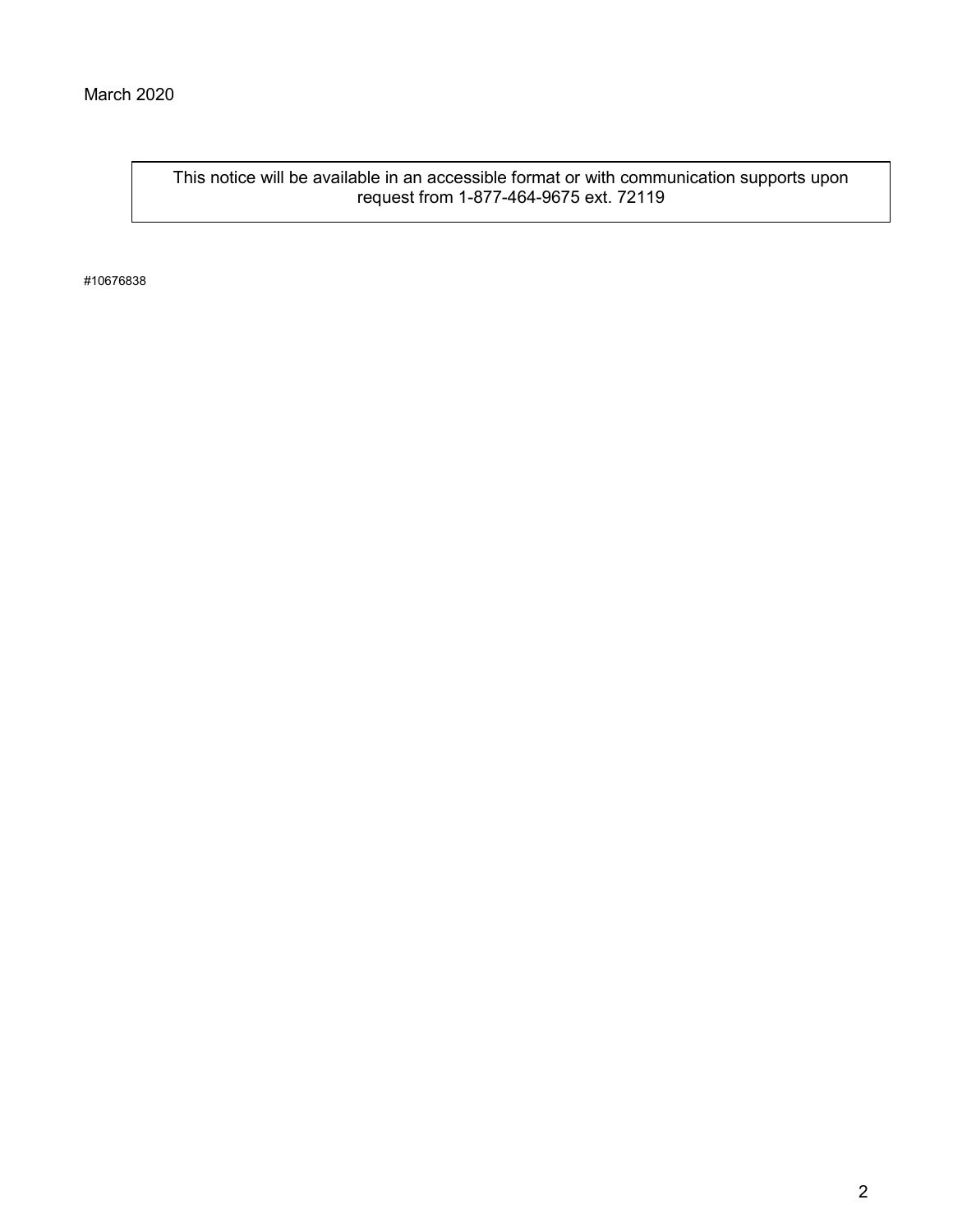March 2020

| |
|---|
| This notice will be available in an accessible format or with communication supports upon request from 1-877-464-9675 ext. 72119 |

#10676838